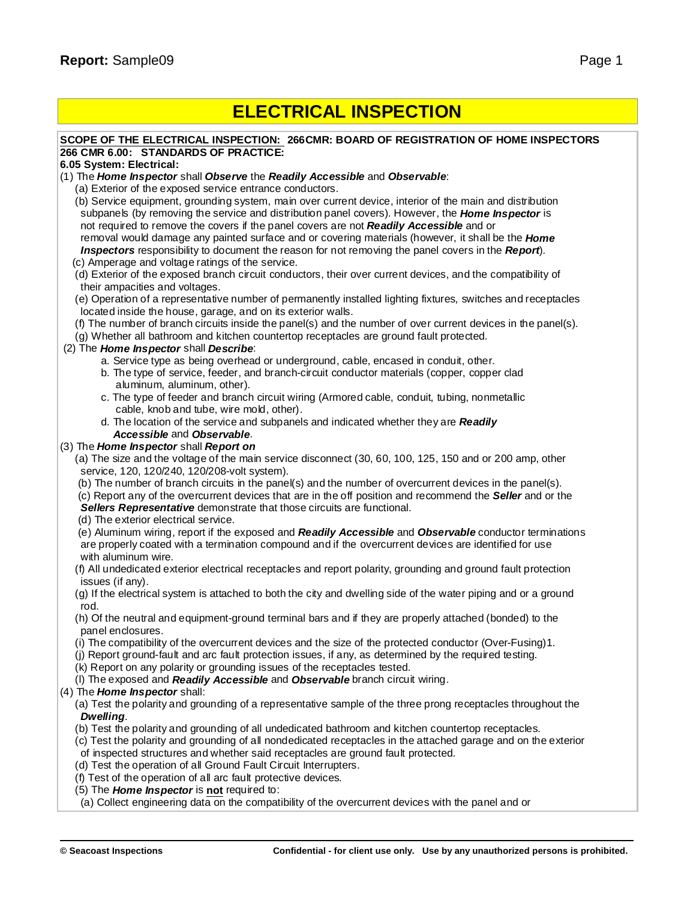# ELECTRICAL INSPECTION

**SCOPE OF THE ELECTRICAL INSPECTION: 266CMR: BOARD OF REGISTRATION OF HOME INSPECTORS**
**266 CMR 6.00: STANDARDS OF PRACTICE:**
**6.05 System: Electrical:**

(1) The ***Home Inspector*** shall ***Observe*** the ***Readily Accessible*** and ***Observable***:

- (a) Exterior of the exposed service entrance conductors.
- (b) Service equipment, grounding system, main over current device, interior of the main and distribution subpanels (by removing the service and distribution panel covers). However, the ***Home Inspector*** is not required to remove the covers if the panel covers are not ***Readily Accessible*** and or removal would damage any painted surface and or covering materials (however, it shall be the ***Home Inspectors*** responsibility to document the reason for not removing the panel covers in the ***Report***).
- (c) Amperage and voltage ratings of the service.
- (d) Exterior of the exposed branch circuit conductors, their over current devices, and the compatibility of their ampacities and voltages.
- (e) Operation of a representative number of permanently installed lighting fixtures, switches and receptacles located inside the house, garage, and on its exterior walls.
- (f) The number of branch circuits inside the panel(s) and the number of over current devices in the panel(s).
- (g) Whether all bathroom and kitchen countertop receptacles are ground fault protected.

(2) The ***Home Inspector*** shall ***Describe***:

- a. Service type as being overhead or underground, cable, encased in conduit, other.
- b. The type of service, feeder, and branch-circuit conductor materials (copper, copper clad aluminum, aluminum, other).
- c. The type of feeder and branch circuit wiring (Armored cable, conduit, tubing, nonmetallic cable, knob and tube, wire mold, other).
- d. The location of the service and subpanels and indicated whether they are ***Readily Accessible*** and ***Observable***.

(3) The ***Home Inspector*** shall ***Report on***

- (a) The size and the voltage of the main service disconnect (30, 60, 100, 125, 150 and or 200 amp, other service, 120, 120/240, 120/208-volt system).
- (b) The number of branch circuits in the panel(s) and the number of overcurrent devices in the panel(s).
- (c) Report any of the overcurrent devices that are in the off position and recommend the ***Seller*** and or the ***Sellers Representative*** demonstrate that those circuits are functional.
- (d) The exterior electrical service.
- (e) Aluminum wiring, report if the exposed and ***Readily Accessible*** and ***Observable*** conductor terminations are properly coated with a termination compound and if the overcurrent devices are identified for use with aluminum wire.
- (f) All undedicated exterior electrical receptacles and report polarity, grounding and ground fault protection issues (if any).
- (g) If the electrical system is attached to both the city and dwelling side of the water piping and or a ground rod.
- (h) Of the neutral and equipment-ground terminal bars and if they are properly attached (bonded) to the panel enclosures.
- (i) The compatibility of the overcurrent devices and the size of the protected conductor (Over-Fusing)1.
- (j) Report ground-fault and arc fault protection issues, if any, as determined by the required testing.
- (k) Report on any polarity or grounding issues of the receptacles tested.
- (l) The exposed and ***Readily Accessible*** and ***Observable*** branch circuit wiring.

(4) The ***Home Inspector*** shall:

- (a) Test the polarity and grounding of a representative sample of the three prong receptacles throughout the ***Dwelling***.
- (b) Test the polarity and grounding of all undedicated bathroom and kitchen countertop receptacles.
- (c) Test the polarity and grounding of all nondedicated receptacles in the attached garage and on the exterior of inspected structures and whether said receptacles are ground fault protected.
- (d) Test the operation of all Ground Fault Circuit Interrupters.
- (f) Test of the operation of all arc fault protective devices.

(5) The ***Home Inspector*** is **not** required to:

- (a) Collect engineering data on the compatibility of the overcurrent devices with the panel and or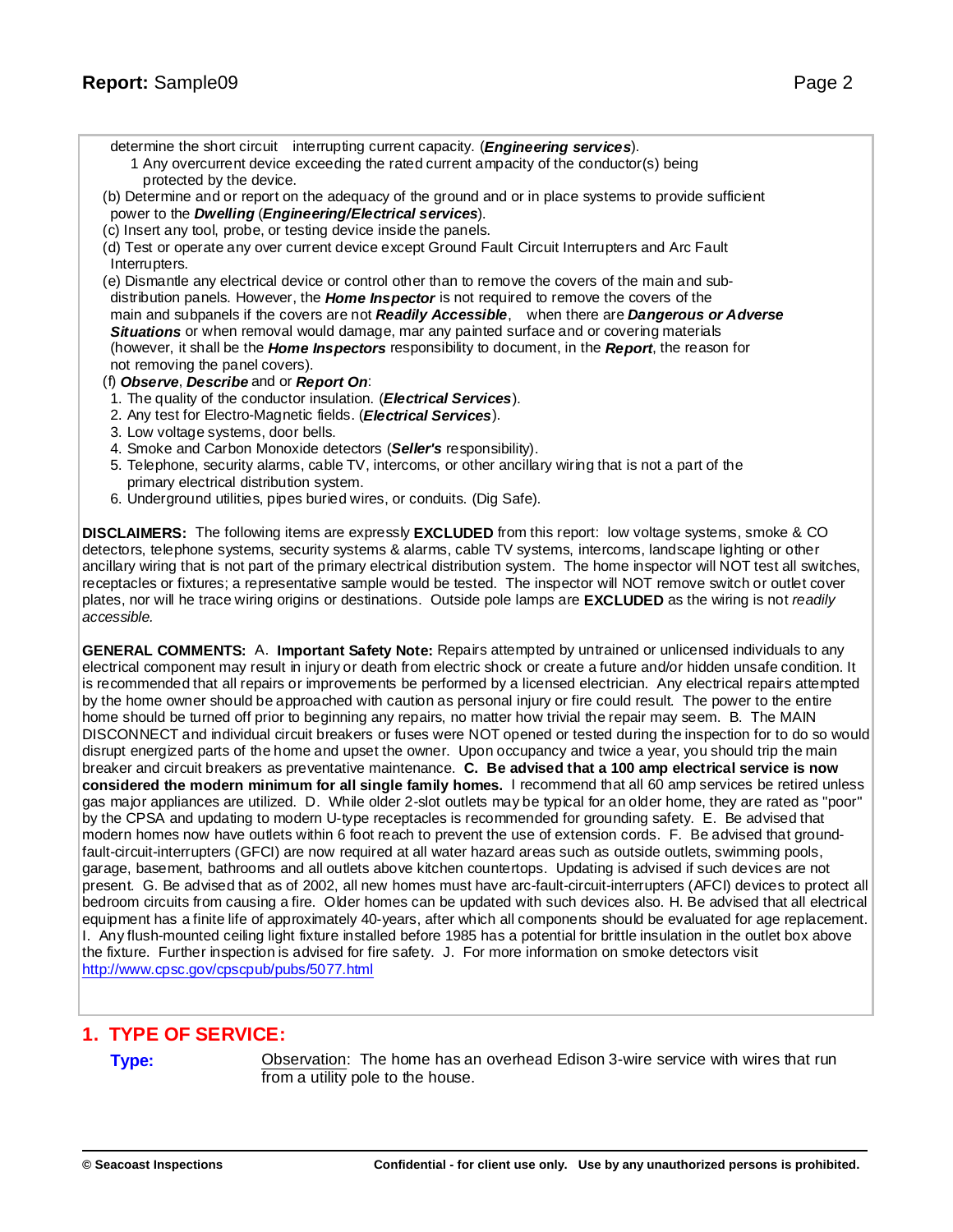determine the short circuit interrupting current capacity. (***Engineering services***).

1 Any overcurrent device exceeding the rated current ampacity of the conductor(s) being protected by the device.

(b) Determine and or report on the adequacy of the ground and or in place systems to provide sufficient power to the ***Dwelling*** (***Engineering/Electrical services***).

(c) Insert any tool, probe, or testing device inside the panels.

(d) Test or operate any over current device except Ground Fault Circuit Interrupters and Arc Fault Interrupters.

(e) Dismantle any electrical device or control other than to remove the covers of the main and sub-distribution panels. However, the ***Home Inspector*** is not required to remove the covers of the main and subpanels if the covers are not ***Readily Accessible***, when there are ***Dangerous or Adverse Situations*** or when removal would damage, mar any painted surface and or covering materials (however, it shall be the ***Home Inspectors*** responsibility to document, in the ***Report***, the reason for not removing the panel covers).

(f) ***Observe***, ***Describe*** and or ***Report On***:

1. The quality of the conductor insulation. (***Electrical Services***).
2. Any test for Electro-Magnetic fields. (***Electrical Services***).
3. Low voltage systems, door bells.
4. Smoke and Carbon Monoxide detectors (***Seller's*** responsibility).
5. Telephone, security alarms, cable TV, intercoms, or other ancillary wiring that is not a part of the primary electrical distribution system.
6. Underground utilities, pipes buried wires, or conduits. (Dig Safe).

**DISCLAIMERS:** The following items are expressly **EXCLUDED** from this report: low voltage systems, smoke & CO detectors, telephone systems, security systems & alarms, cable TV systems, intercoms, landscape lighting or other ancillary wiring that is not part of the primary electrical distribution system. The home inspector will NOT test all switches, receptacles or fixtures; a representative sample would be tested. The inspector will NOT remove switch or outlet cover plates, nor will he trace wiring origins or destinations. Outside pole lamps are **EXCLUDED** as the wiring is not *readily accessible.*

**GENERAL COMMENTS:** A. **Important Safety Note:** Repairs attempted by untrained or unlicensed individuals to any electrical component may result in injury or death from electric shock or create a future and/or hidden unsafe condition. It is recommended that all repairs or improvements be performed by a licensed electrician. Any electrical repairs attempted by the home owner should be approached with caution as personal injury or fire could result. The power to the entire home should be turned off prior to beginning any repairs, no matter how trivial the repair may seem. B. The MAIN DISCONNECT and individual circuit breakers or fuses were NOT opened or tested during the inspection for to do so would disrupt energized parts of the home and upset the owner. Upon occupancy and twice a year, you should trip the main breaker and circuit breakers as preventative maintenance. **C. Be advised that a 100 amp electrical service is now considered the modern minimum for all single family homes.** I recommend that all 60 amp services be retired unless gas major appliances are utilized. D. While older 2-slot outlets may be typical for an older home, they are rated as "poor" by the CPSA and updating to modern U-type receptacles is recommended for grounding safety. E. Be advised that modern homes now have outlets within 6 foot reach to prevent the use of extension cords. F. Be advised that ground-fault-circuit-interrupters (GFCI) are now required at all water hazard areas such as outside outlets, swimming pools, garage, basement, bathrooms and all outlets above kitchen countertops. Updating is advised if such devices are not present. G. Be advised that as of 2002, all new homes must have arc-fault-circuit-interrupters (AFCI) devices to protect all bedroom circuits from causing a fire. Older homes can be updated with such devices also. H. Be advised that all electrical equipment has a finite life of approximately 40-years, after which all components should be evaluated for age replacement. I. Any flush-mounted ceiling light fixture installed before 1985 has a potential for brittle insulation in the outlet box above the fixture. Further inspection is advised for fire safety. J. For more information on smoke detectors visit http://www.cpsc.gov/cpscpub/pubs/5077.html

## 1. TYPE OF SERVICE:

**Type:** Observation: The home has an overhead Edison 3-wire service with wires that run from a utility pole to the house.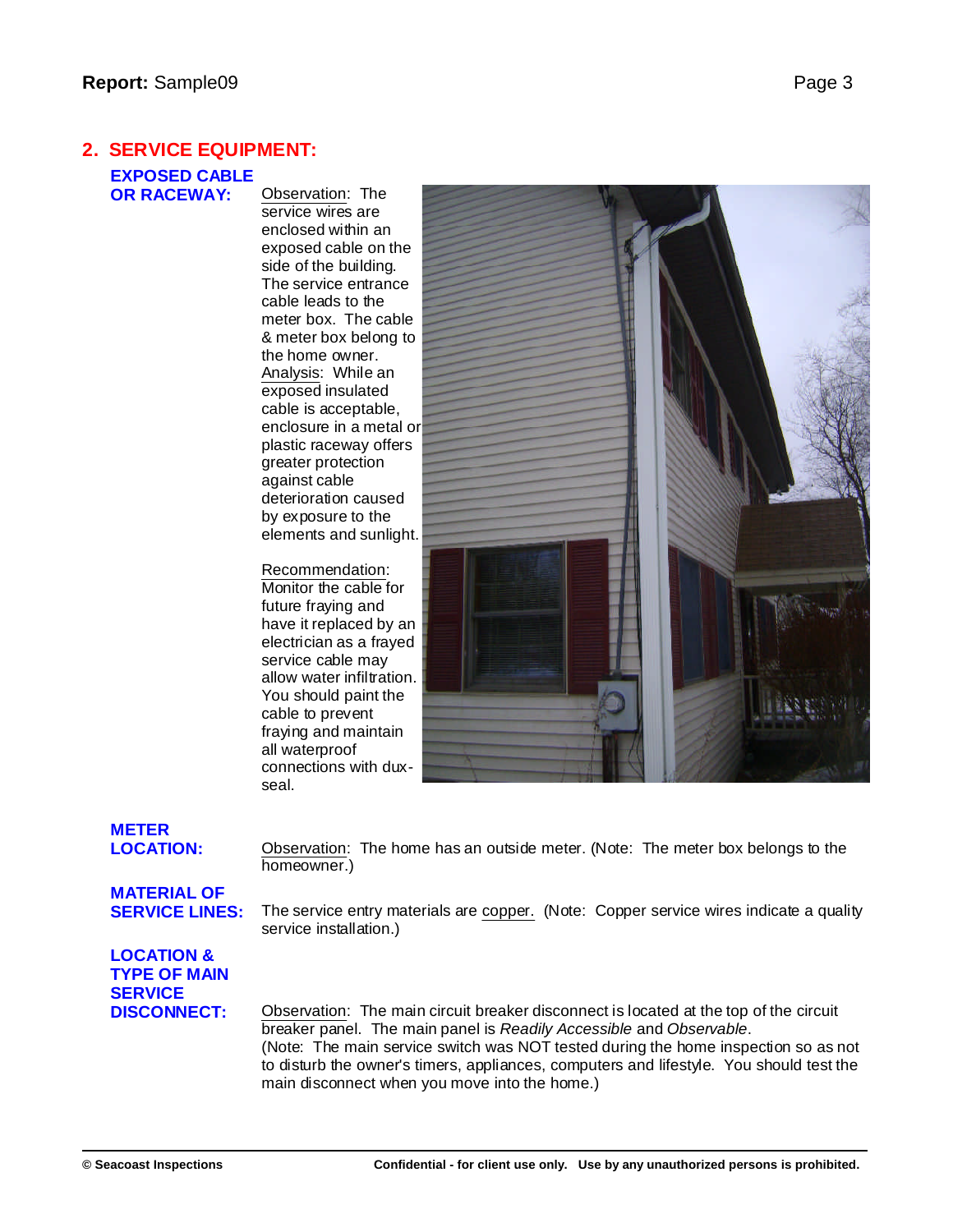## 2. SERVICE EQUIPMENT:

**EXPOSED CABLE OR RACEWAY:**

Observation: The service wires are enclosed within an exposed cable on the side of the building. The service entrance cable leads to the meter box. The cable & meter box belong to the home owner.
Analysis: While an exposed insulated cable is acceptable, enclosure in a metal or plastic raceway offers greater protection against cable deterioration caused by exposure to the elements and sunlight.

Recommendation: Monitor the cable for future fraying and have it replaced by an electrician as a frayed service cable may allow water infiltration. You should paint the cable to prevent fraying and maintain all waterproof connections with dux-seal.

**METER LOCATION:**

Observation: The home has an outside meter. (Note: The meter box belongs to the homeowner.)

**MATERIAL OF SERVICE LINES:**

The service entry materials are copper. (Note: Copper service wires indicate a quality service installation.)

**LOCATION & TYPE OF MAIN SERVICE DISCONNECT:**

Observation: The main circuit breaker disconnect is located at the top of the circuit breaker panel. The main panel is *Readily Accessible* and *Observable*.
(Note: The main service switch was NOT tested during the home inspection so as not to disturb the owner's timers, appliances, computers and lifestyle. You should test the main disconnect when you move into the home.)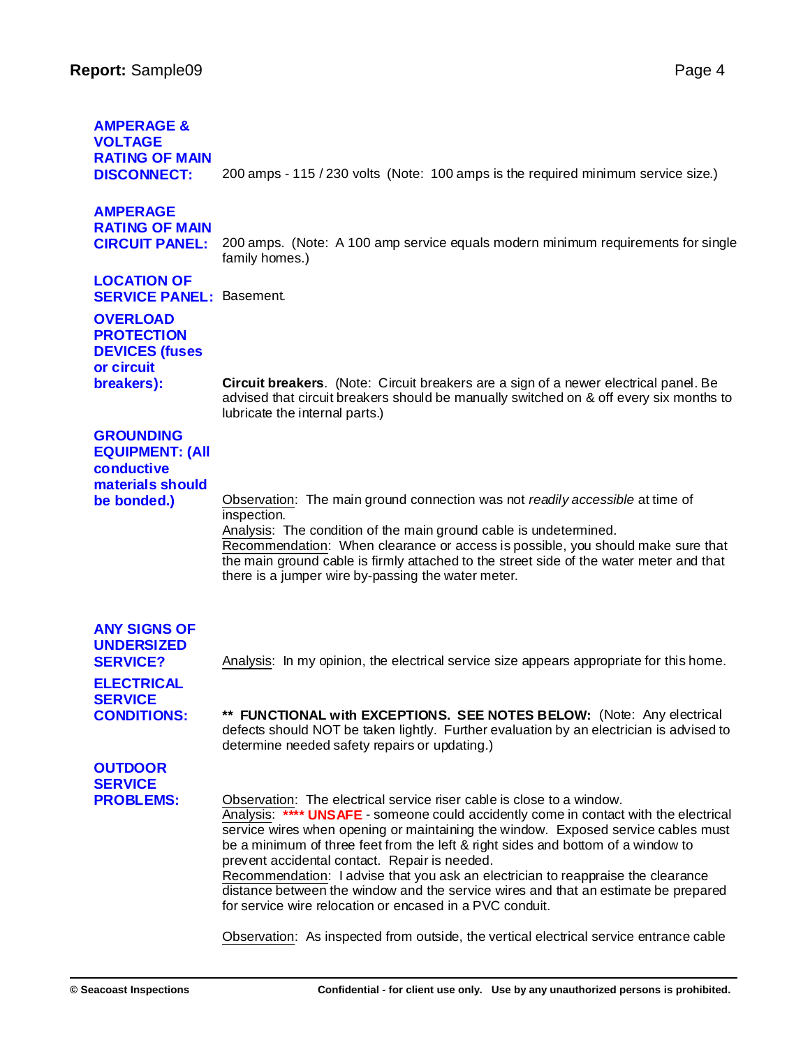**AMPERAGE & VOLTAGE RATING OF MAIN DISCONNECT:** 200 amps - 115 / 230 volts (Note: 100 amps is the required minimum service size.)

**AMPERAGE RATING OF MAIN CIRCUIT PANEL:** 200 amps. (Note: A 100 amp service equals modern minimum requirements for single family homes.)

**LOCATION OF SERVICE PANEL:** Basement.

**OVERLOAD PROTECTION DEVICES (fuses or circuit breakers):** **Circuit breakers**. (Note: Circuit breakers are a sign of a newer electrical panel. Be advised that circuit breakers should be manually switched on & off every six months to lubricate the internal parts.)

**GROUNDING EQUIPMENT: (All conductive materials should be bonded.)** Observation: The main ground connection was not *readily accessible* at time of inspection.
Analysis: The condition of the main ground cable is undetermined.
Recommendation: When clearance or access is possible, you should make sure that the main ground cable is firmly attached to the street side of the water meter and that there is a jumper wire by-passing the water meter.

**ANY SIGNS OF UNDERSIZED SERVICE?** Analysis: In my opinion, the electrical service size appears appropriate for this home.

**ELECTRICAL SERVICE CONDITIONS:** **** FUNCTIONAL with EXCEPTIONS. SEE NOTES BELOW:** (Note: Any electrical defects should NOT be taken lightly. Further evaluation by an electrician is advised to determine needed safety repairs or updating.)

**OUTDOOR SERVICE PROBLEMS:** Observation: The electrical service riser cable is close to a window.
Analysis: **\*\*\*\* UNSAFE** - someone could accidently come in contact with the electrical service wires when opening or maintaining the window. Exposed service cables must be a minimum of three feet from the left & right sides and bottom of a window to prevent accidental contact. Repair is needed.
Recommendation: I advise that you ask an electrician to reappraise the clearance distance between the window and the service wires and that an estimate be prepared for service wire relocation or encased in a PVC conduit.

Observation: As inspected from outside, the vertical electrical service entrance cable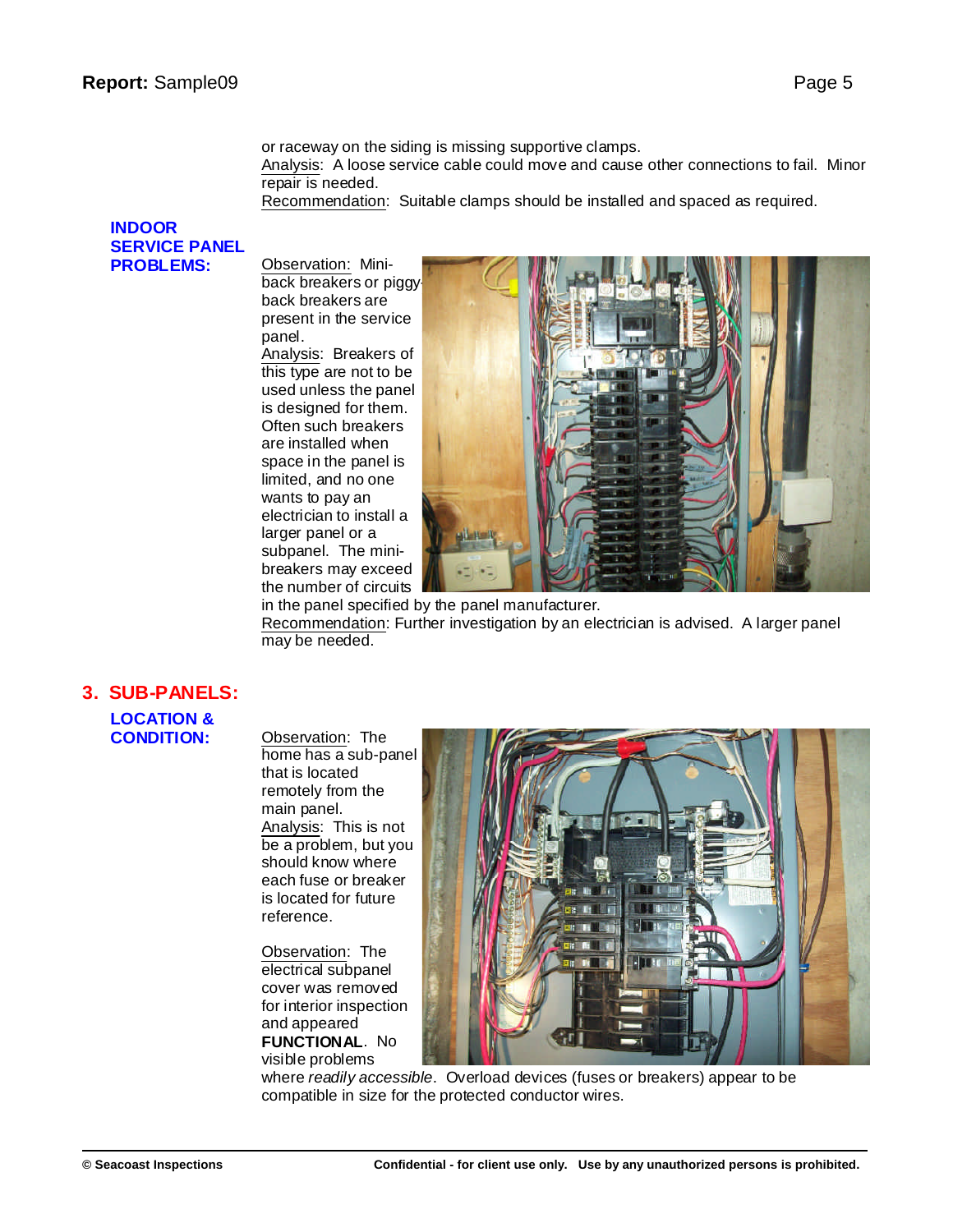or raceway on the siding is missing supportive clamps.
Analysis: A loose service cable could move and cause other connections to fail. Minor repair is needed.
Recommendation: Suitable clamps should be installed and spaced as required.

### INDOOR SERVICE PANEL PROBLEMS:

Observation: Mini-back breakers or piggy-back breakers are present in the service panel.
Analysis: Breakers of this type are not to be used unless the panel is designed for them. Often such breakers are installed when space in the panel is limited, and no one wants to pay an electrician to install a larger panel or a subpanel. The mini-breakers may exceed the number of circuits in the panel specified by the panel manufacturer.
Recommendation: Further investigation by an electrician is advised. A larger panel may be needed.

## 3. SUB-PANELS:

### LOCATION & CONDITION:

Observation: The home has a sub-panel that is located remotely from the main panel.
Analysis: This is not be a problem, but you should know where each fuse or breaker is located for future reference.

Observation: The electrical subpanel cover was removed for interior inspection and appeared **FUNCTIONAL**. No visible problems where *readily accessible*. Overload devices (fuses or breakers) appear to be compatible in size for the protected conductor wires.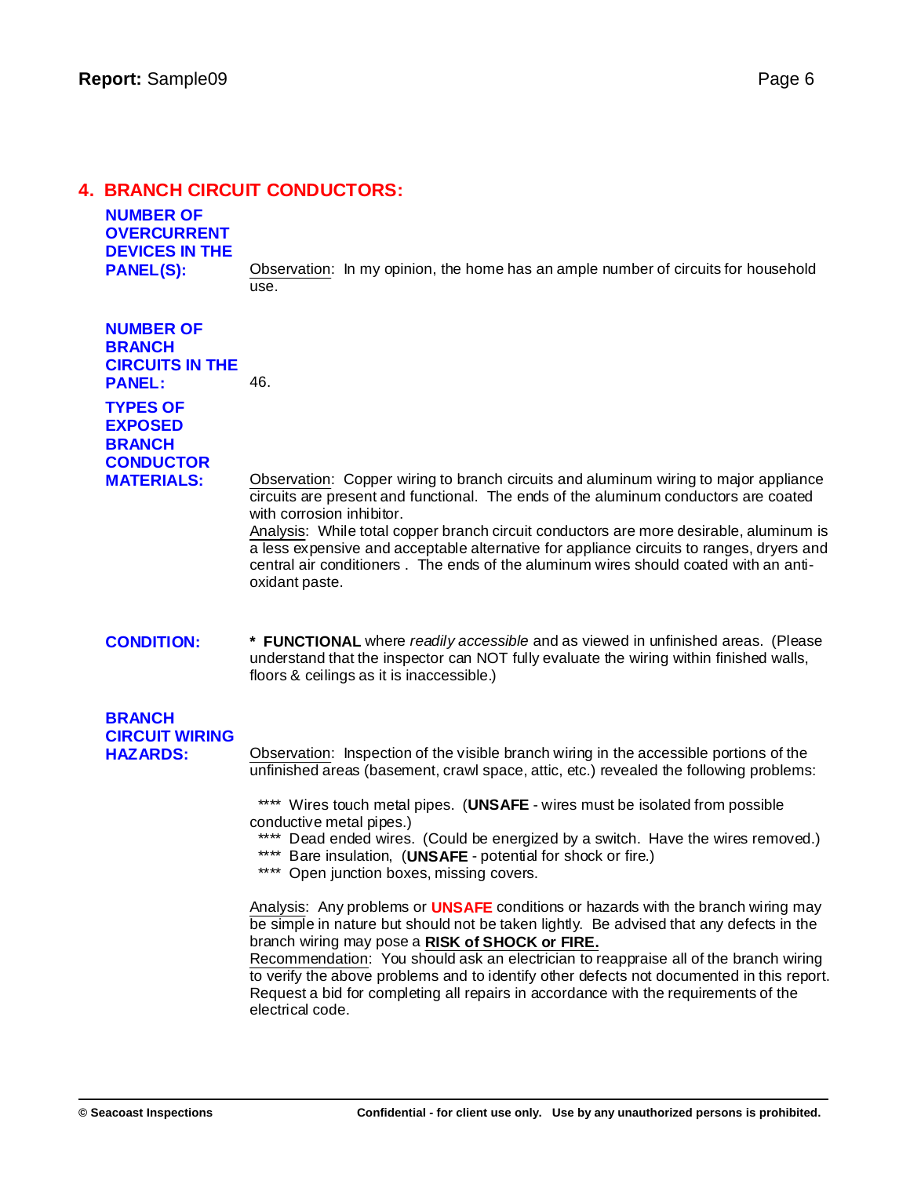## 4. BRANCH CIRCUIT CONDUCTORS:

**NUMBER OF OVERCURRENT DEVICES IN THE PANEL(S):**

Observation: In my opinion, the home has an ample number of circuits for household use.

**NUMBER OF BRANCH CIRCUITS IN THE PANEL:**

46.

**TYPES OF EXPOSED BRANCH CONDUCTOR MATERIALS:**

Observation: Copper wiring to branch circuits and aluminum wiring to major appliance circuits are present and functional. The ends of the aluminum conductors are coated with corrosion inhibitor.
Analysis: While total copper branch circuit conductors are more desirable, aluminum is a less expensive and acceptable alternative for appliance circuits to ranges, dryers and central air conditioners . The ends of the aluminum wires should coated with an anti-oxidant paste.

**CONDITION:**

**\* FUNCTIONAL** where *readily accessible* and as viewed in unfinished areas. (Please understand that the inspector can NOT fully evaluate the wiring within finished walls, floors & ceilings as it is inaccessible.)

**BRANCH CIRCUIT WIRING HAZARDS:**

Observation: Inspection of the visible branch wiring in the accessible portions of the unfinished areas (basement, crawl space, attic, etc.) revealed the following problems:

**** Wires touch metal pipes. (**UNSAFE** - wires must be isolated from possible conductive metal pipes.)
**** Dead ended wires. (Could be energized by a switch. Have the wires removed.)
**** Bare insulation, (**UNSAFE** - potential for shock or fire.)
**** Open junction boxes, missing covers.

Analysis: Any problems or **UNSAFE** conditions or hazards with the branch wiring may be simple in nature but should not be taken lightly. Be advised that any defects in the branch wiring may pose a **RISK of SHOCK or FIRE.**
Recommendation: You should ask an electrician to reappraise all of the branch wiring to verify the above problems and to identify other defects not documented in this report. Request a bid for completing all repairs in accordance with the requirements of the electrical code.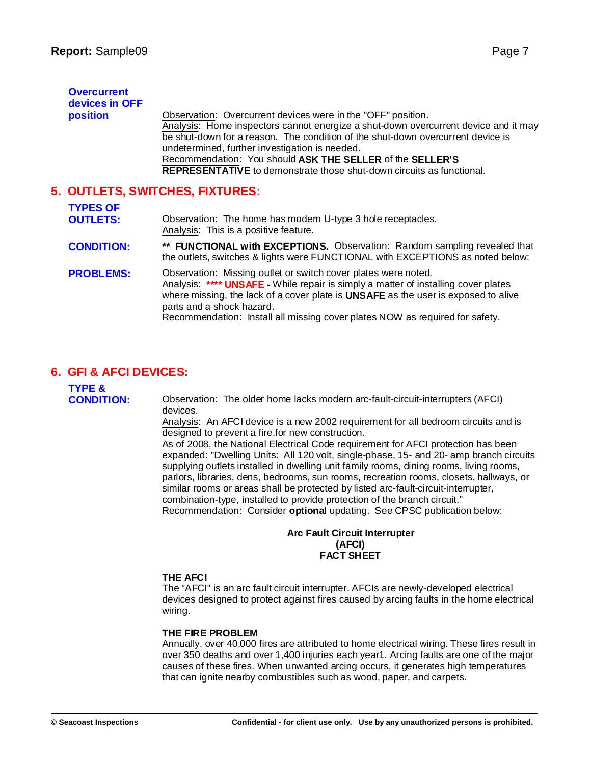**Overcurrent devices in OFF position**

Observation: Overcurrent devices were in the "OFF" position.
Analysis: Home inspectors cannot energize a shut-down overcurrent device and it may be shut-down for a reason. The condition of the shut-down overcurrent device is undetermined, further investigation is needed.
Recommendation: You should **ASK THE SELLER** of the **SELLER'S REPRESENTATIVE** to demonstrate those shut-down circuits as functional.

## 5. OUTLETS, SWITCHES, FIXTURES:

**TYPES OF OUTLETS:**

Observation: The home has modern U-type 3 hole receptacles.
Analysis: This is a positive feature.

**CONDITION:**

**** FUNCTIONAL with EXCEPTIONS.** Observation: Random sampling revealed that the outlets, switches & lights were FUNCTIONAL with EXCEPTIONS as noted below:

**PROBLEMS:**

Observation: Missing outlet or switch cover plates were noted.
Analysis: **\*\*\*\* UNSAFE -** While repair is simply a matter of installing cover plates where missing, the lack of a cover plate is **UNSAFE** as the user is exposed to alive parts and a shock hazard.
Recommendation: Install all missing cover plates NOW as required for safety.

## 6. GFI & AFCI DEVICES:

**TYPE & CONDITION:**

Observation: The older home lacks modern arc-fault-circuit-interrupters (AFCI) devices.
Analysis: An AFCI device is a new 2002 requirement for all bedroom circuits and is designed to prevent a fire.for new construction.
As of 2008, the National Electrical Code requirement for AFCI protection has been expanded: "Dwelling Units: All 120 volt, single-phase, 15- and 20- amp branch circuits supplying outlets installed in dwelling unit family rooms, dining rooms, living rooms, parlors, libraries, dens, bedrooms, sun rooms, recreation rooms, closets, hallways, or similar rooms or areas shall be protected by listed arc-fault-circuit-interrupter, combination-type, installed to provide protection of the branch circuit."
Recommendation: Consider **optional** updating. See CPSC publication below:

**Arc Fault Circuit Interrupter (AFCI) FACT SHEET**

**THE AFCI**

The "AFCI" is an arc fault circuit interrupter. AFCIs are newly-developed electrical devices designed to protect against fires caused by arcing faults in the home electrical wiring.

**THE FIRE PROBLEM**

Annually, over 40,000 fires are attributed to home electrical wiring. These fires result in over 350 deaths and over 1,400 injuries each year1. Arcing faults are one of the major causes of these fires. When unwanted arcing occurs, it generates high temperatures that can ignite nearby combustibles such as wood, paper, and carpets.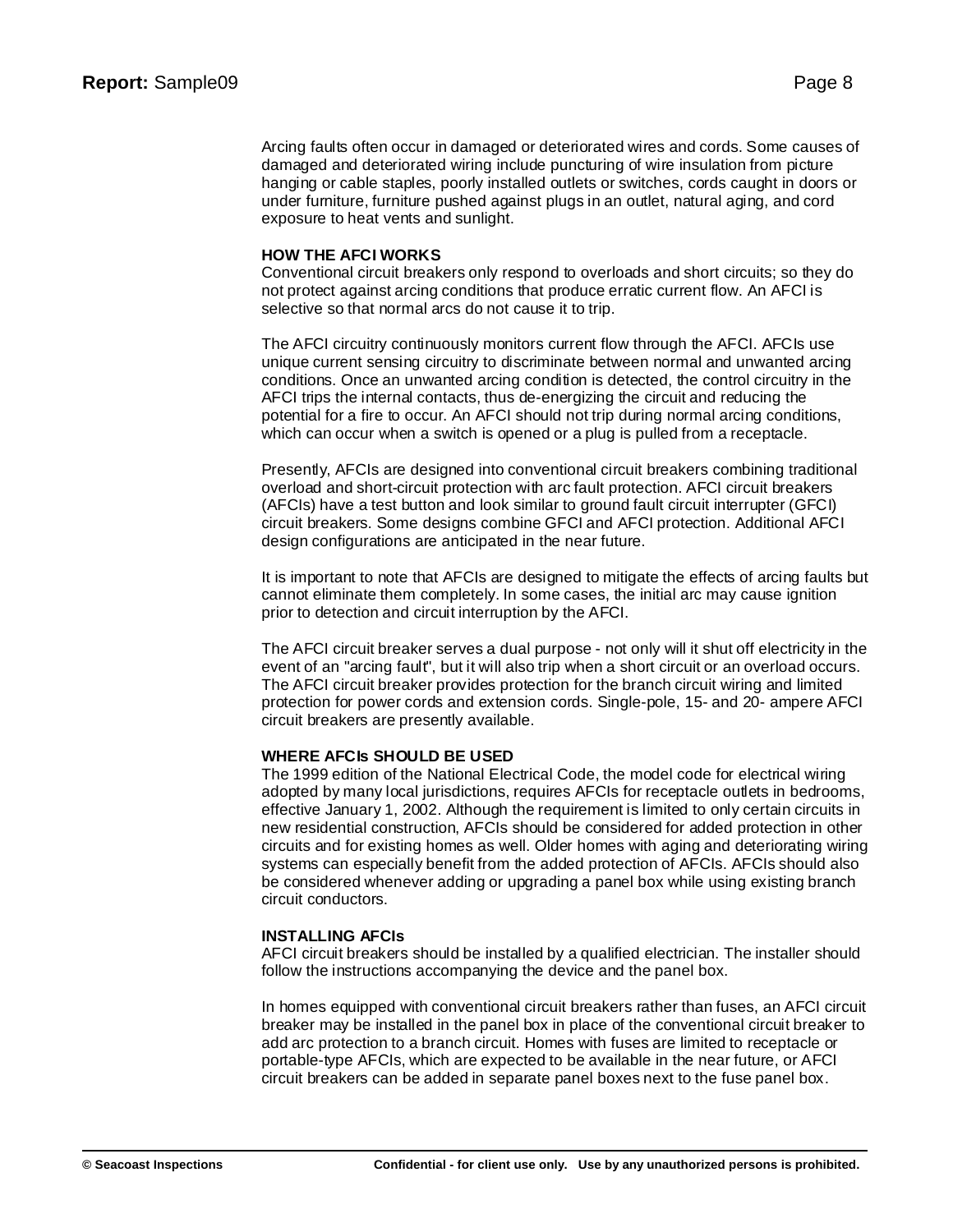Arcing faults often occur in damaged or deteriorated wires and cords. Some causes of damaged and deteriorated wiring include puncturing of wire insulation from picture hanging or cable staples, poorly installed outlets or switches, cords caught in doors or under furniture, furniture pushed against plugs in an outlet, natural aging, and cord exposure to heat vents and sunlight.

**HOW THE AFCI WORKS**

Conventional circuit breakers only respond to overloads and short circuits; so they do not protect against arcing conditions that produce erratic current flow. An AFCI is selective so that normal arcs do not cause it to trip.

The AFCI circuitry continuously monitors current flow through the AFCI. AFCIs use unique current sensing circuitry to discriminate between normal and unwanted arcing conditions. Once an unwanted arcing condition is detected, the control circuitry in the AFCI trips the internal contacts, thus de-energizing the circuit and reducing the potential for a fire to occur. An AFCI should not trip during normal arcing conditions, which can occur when a switch is opened or a plug is pulled from a receptacle.

Presently, AFCIs are designed into conventional circuit breakers combining traditional overload and short-circuit protection with arc fault protection. AFCI circuit breakers (AFCIs) have a test button and look similar to ground fault circuit interrupter (GFCI) circuit breakers. Some designs combine GFCI and AFCI protection. Additional AFCI design configurations are anticipated in the near future.

It is important to note that AFCIs are designed to mitigate the effects of arcing faults but cannot eliminate them completely. In some cases, the initial arc may cause ignition prior to detection and circuit interruption by the AFCI.

The AFCI circuit breaker serves a dual purpose - not only will it shut off electricity in the event of an "arcing fault", but it will also trip when a short circuit or an overload occurs. The AFCI circuit breaker provides protection for the branch circuit wiring and limited protection for power cords and extension cords. Single-pole, 15- and 20- ampere AFCI circuit breakers are presently available.

**WHERE AFCIs SHOULD BE USED**

The 1999 edition of the National Electrical Code, the model code for electrical wiring adopted by many local jurisdictions, requires AFCIs for receptacle outlets in bedrooms, effective January 1, 2002. Although the requirement is limited to only certain circuits in new residential construction, AFCIs should be considered for added protection in other circuits and for existing homes as well. Older homes with aging and deteriorating wiring systems can especially benefit from the added protection of AFCIs. AFCIs should also be considered whenever adding or upgrading a panel box while using existing branch circuit conductors.

**INSTALLING AFCIs**

AFCI circuit breakers should be installed by a qualified electrician. The installer should follow the instructions accompanying the device and the panel box.

In homes equipped with conventional circuit breakers rather than fuses, an AFCI circuit breaker may be installed in the panel box in place of the conventional circuit breaker to add arc protection to a branch circuit. Homes with fuses are limited to receptacle or portable-type AFCIs, which are expected to be available in the near future, or AFCI circuit breakers can be added in separate panel boxes next to the fuse panel box.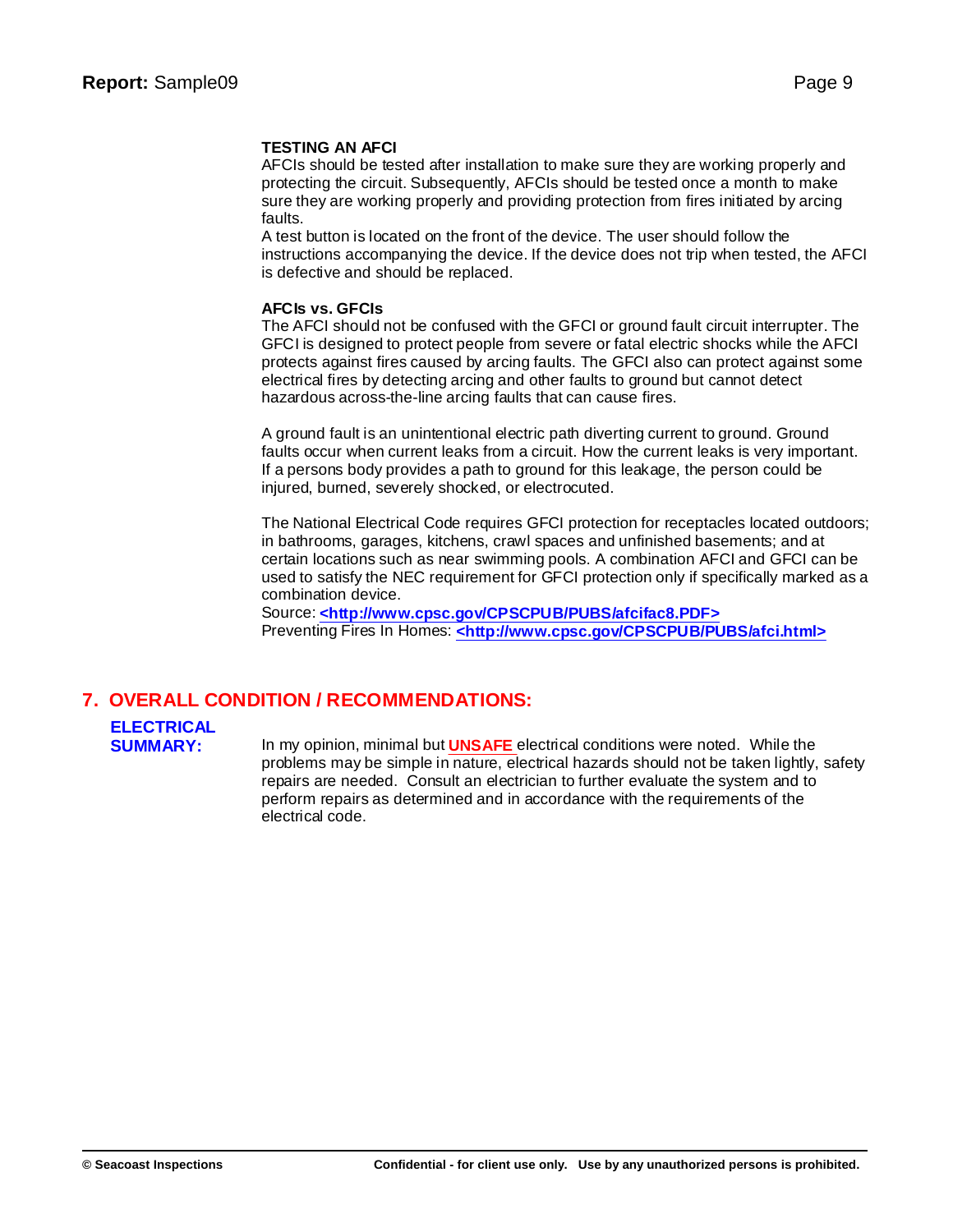**TESTING AN AFCI**
AFCIs should be tested after installation to make sure they are working properly and protecting the circuit. Subsequently, AFCIs should be tested once a month to make sure they are working properly and providing protection from fires initiated by arcing faults.
A test button is located on the front of the device. The user should follow the instructions accompanying the device. If the device does not trip when tested, the AFCI is defective and should be replaced.

**AFCIs vs. GFCIs**
The AFCI should not be confused with the GFCI or ground fault circuit interrupter. The GFCI is designed to protect people from severe or fatal electric shocks while the AFCI protects against fires caused by arcing faults. The GFCI also can protect against some electrical fires by detecting arcing and other faults to ground but cannot detect hazardous across-the-line arcing faults that can cause fires.

A ground fault is an unintentional electric path diverting current to ground. Ground faults occur when current leaks from a circuit. How the current leaks is very important. If a persons body provides a path to ground for this leakage, the person could be injured, burned, severely shocked, or electrocuted.

The National Electrical Code requires GFCI protection for receptacles located outdoors; in bathrooms, garages, kitchens, crawl spaces and unfinished basements; and at certain locations such as near swimming pools. A combination AFCI and GFCI can be used to satisfy the NEC requirement for GFCI protection only if specifically marked as a combination device.
Source: **<http://www.cpsc.gov/CPSCPUB/PUBS/afcifac8.PDF>**
Preventing Fires In Homes: **<http://www.cpsc.gov/CPSCPUB/PUBS/afci.html>**

## 7. OVERALL CONDITION / RECOMMENDATIONS:

**ELECTRICAL SUMMARY:**

In my opinion, minimal but **UNSAFE** electrical conditions were noted. While the problems may be simple in nature, electrical hazards should not be taken lightly, safety repairs are needed. Consult an electrician to further evaluate the system and to perform repairs as determined and in accordance with the requirements of the electrical code.